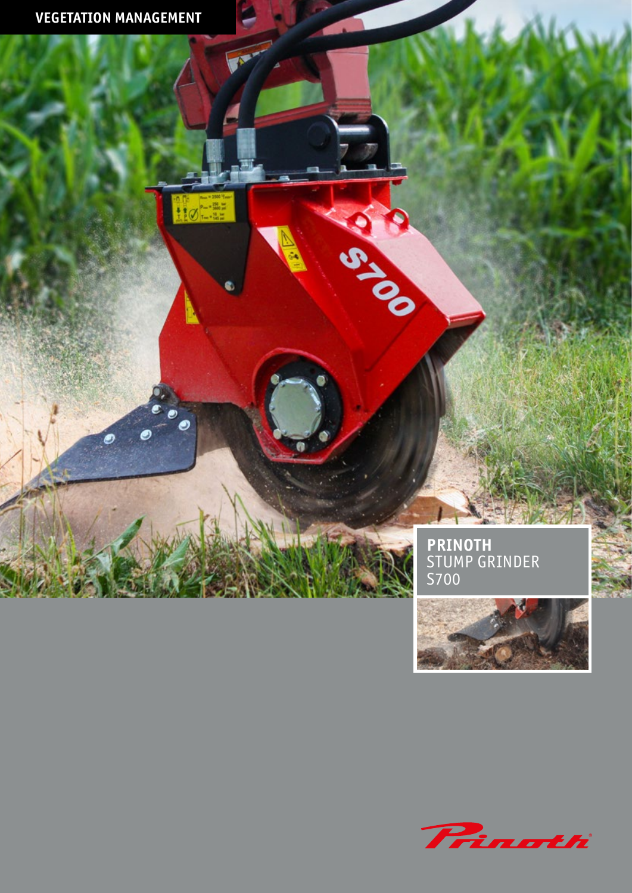VEGETATION MANAGEMENT

# PRINOTH
## STUMP GRINDER
## S700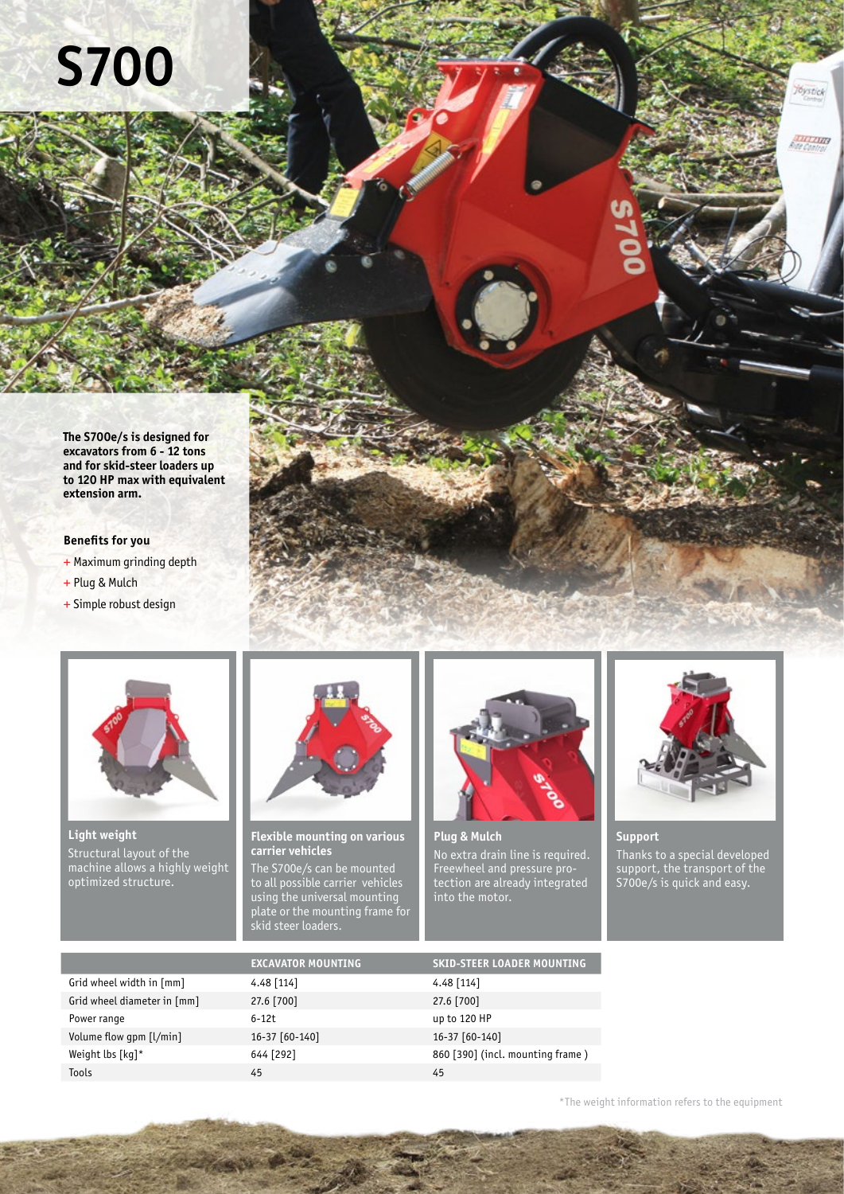# S700

**The S700e/s is designed for excavators from 6 - 12 tons and for skid-steer loaders up to 120 HP max with equivalent extension arm.**

### Benefits for you

+ Maximum grinding depth
+ Plug & Mulch
+ Simple robust design

**Light weight**

Structural layout of the machine allows a highly weight optimized structure.

**Flexible mounting on various carrier vehicles**

The S700e/s can be mounted to all possible carrier vehicles using the universal mounting plate or the mounting frame for skid steer loaders.

**Plug & Mulch**

No extra drain line is required. Freewheel and pressure protection are already integrated into the motor.

**Support**

Thanks to a special developed support, the transport of the S700e/s is quick and easy.

| | EXCAVATOR MOUNTING | SKID-STEER LOADER MOUNTING |
|---|---|---|
| Grid wheel width in [mm] | 4.48 [114] | 4.48 [114] |
| Grid wheel diameter in [mm] | 27.6 [700] | 27.6 [700] |
| Power range | 6-12t | up to 120 HP |
| Volume flow gpm [l/min] | 16-37 [60-140] | 16-37 [60-140] |
| Weight lbs [kg]* | 644 [292] | 860 [390] (incl. mounting frame ) |
| Tools | 45 | 45 |

*The weight information refers to the equipment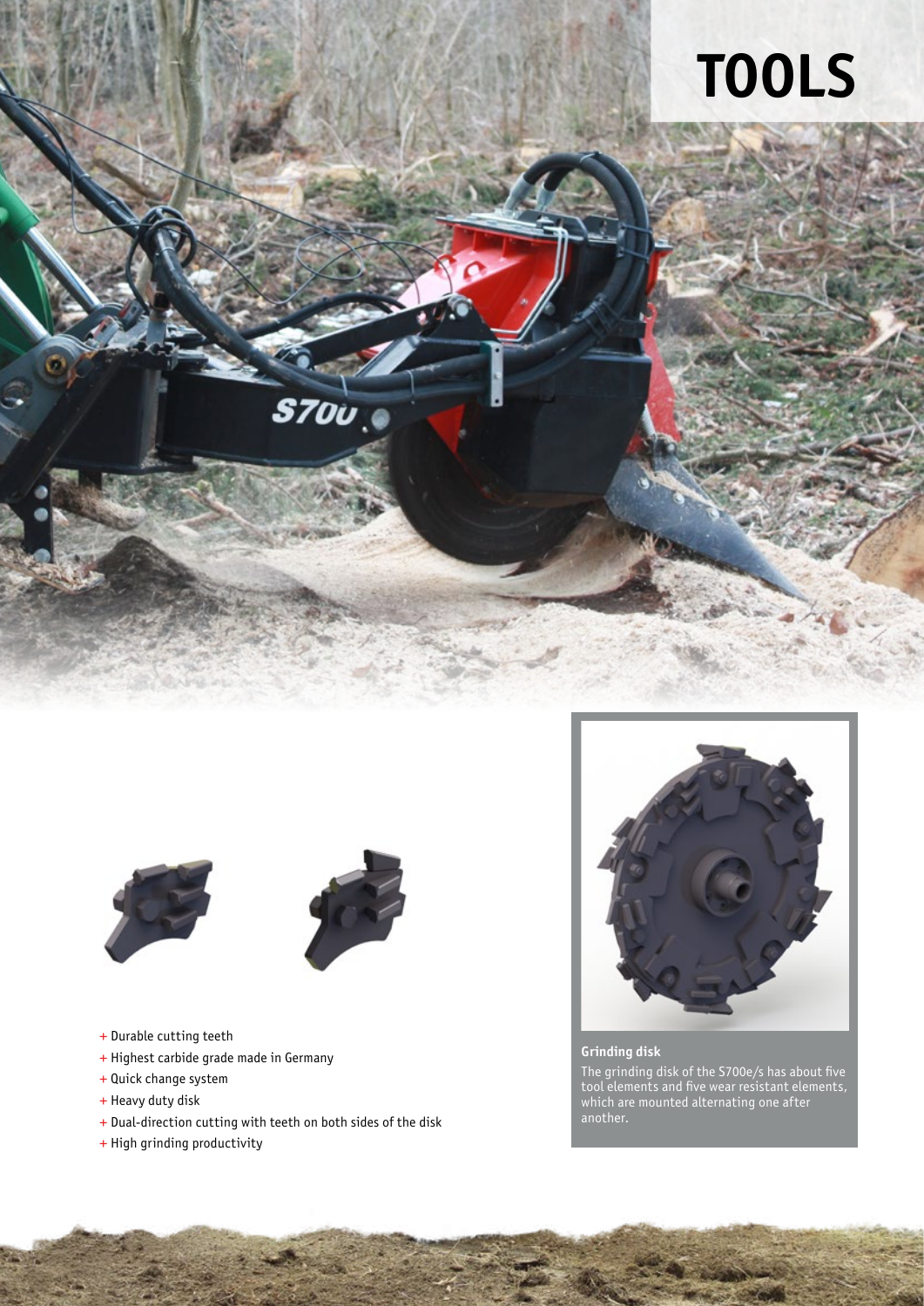# TOOLS

- Durable cutting teeth
- Highest carbide grade made in Germany
- Quick change system
- Heavy duty disk
- Dual-direction cutting with teeth on both sides of the disk
- High grinding productivity

**Grinding disk**

The grinding disk of the S700e/s has about five tool elements and five wear resistant elements, which are mounted alternating one after another.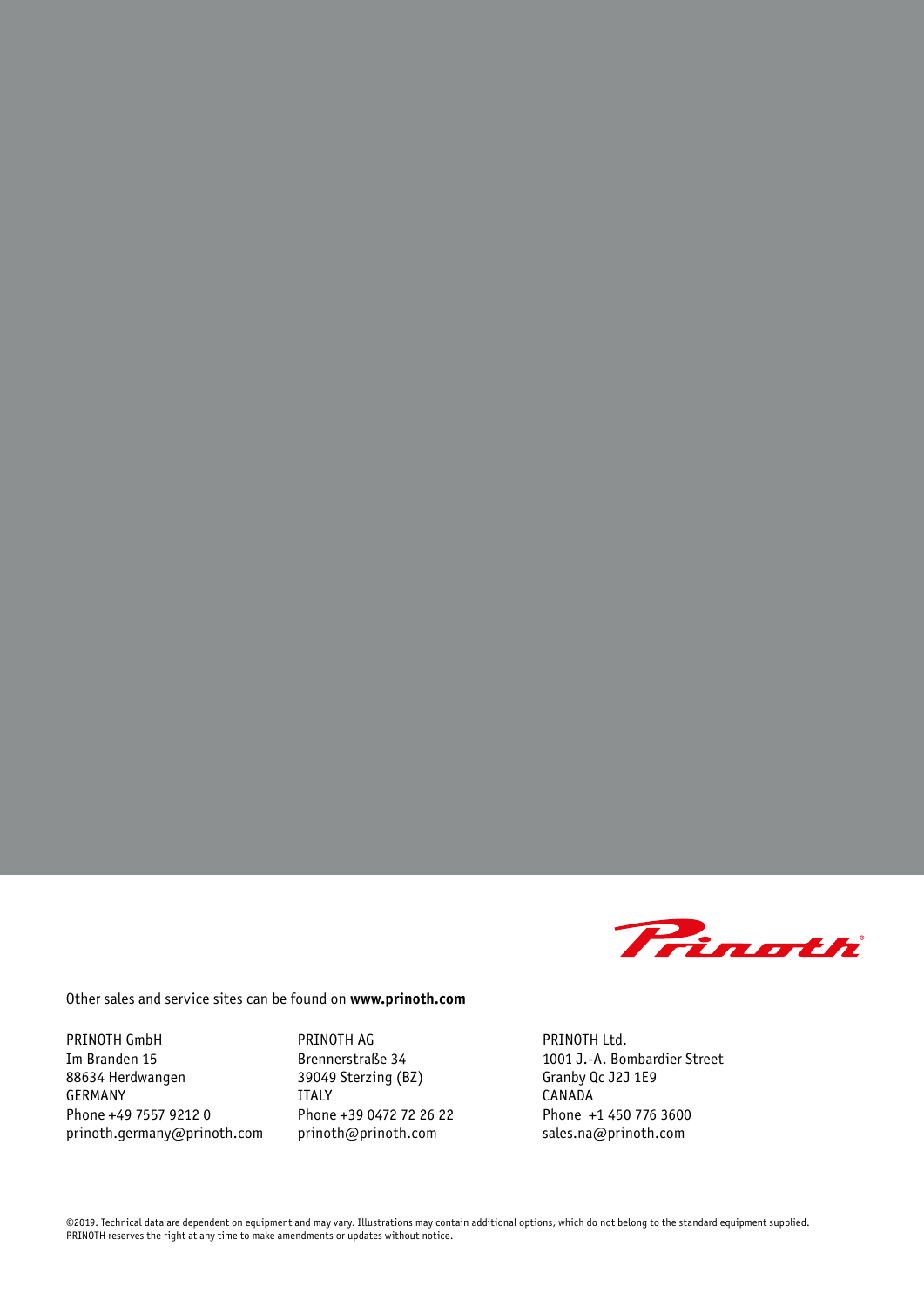Prinoth

Other sales and service sites can be found on **www.prinoth.com**

PRINOTH GmbH
Im Branden 15
88634 Herdwangen
GERMANY
Phone +49 7557 9212 0
prinoth.germany@prinoth.com

PRINOTH AG
Brennerstraße 34
39049 Sterzing (BZ)
ITALY
Phone +39 0472 72 26 22
prinoth@prinoth.com

PRINOTH Ltd.
1001 J.-A. Bombardier Street
Granby Qc J2J 1E9
CANADA
Phone +1 450 776 3600
sales.na@prinoth.com

©2019. Technical data are dependent on equipment and may vary. Illustrations may contain additional options, which do not belong to the standard equipment supplied. PRINOTH reserves the right at any time to make amendments or updates without notice.